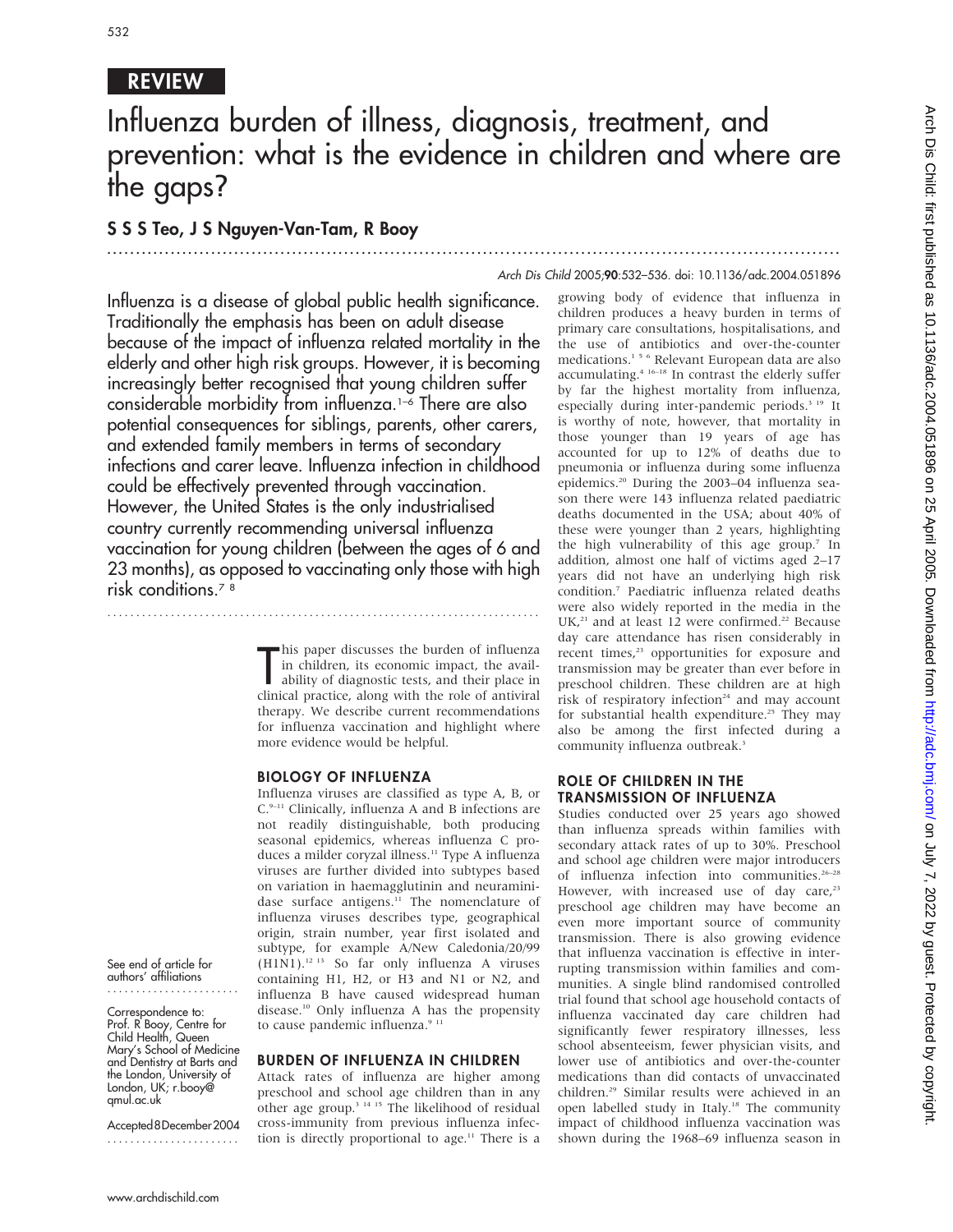REVIEW

# Influenza burden of illness, diagnosis, treatment, and prevention: what is the evidence in children and where are the gaps?

## S S S Teo, J S Nguyen-Van-Tam, R Booy

Arch Dis Child 2005;90:532–536. doi: 10.1136/adc.2004.051896

Influenza is a disease of global public health significance. Traditionally the emphasis has been on adult disease because of the impact of influenza related mortality in the elderly and other high risk groups. However, it is becoming increasingly better recognised that young children suffer considerable morbidity from influenza.[1–6] There are also potential consequences for siblings, parents, other carers, and extended family members in terms of secondary infections and carer leave. Influenza infection in childhood could be effectively prevented through vaccination. However, the United States is the only industrialised country currently recommending universal influenza vaccination for young children (between the ages of 6 and 23 months), as opposed to vaccinating only those with high risk conditions.[7 8]

See end of article for authors' affiliations

Correspondence to: Prof. R Booy, Centre for Child Health, Queen Mary's School of Medicine and Dentistry at Barts and the London, University of London, UK; r.booy@qmul.ac.uk

Accepted 8 December 2004

This paper discusses the burden of influenza in children, its economic impact, the availability of diagnostic tests, and their place in clinical practice, along with the role of antiviral therapy. We describe current recommendations for influenza vaccination and highlight where more evidence would be helpful.

### BIOLOGY OF INFLUENZA

Influenza viruses are classified as type A, B, or C.[9–11] Clinically, influenza A and B infections are not readily distinguishable, both producing seasonal epidemics, whereas influenza C produces a milder coryzal illness.[11] Type A influenza viruses are further divided into subtypes based on variation in haemagglutinin and neuraminidase surface antigens.[11] The nomenclature of influenza viruses describes type, geographical origin, strain number, year first isolated and subtype, for example A/New Caledonia/20/99 (H1N1).[12 13] So far only influenza A viruses containing H1, H2, or H3 and N1 or N2, and influenza B have caused widespread human disease.[10] Only influenza A has the propensity to cause pandemic influenza.[9 11]

### BURDEN OF INFLUENZA IN CHILDREN

Attack rates of influenza are higher among preschool and school age children than in any other age group.[3 14 15] The likelihood of residual cross-immunity from previous influenza infection is directly proportional to age.[11] There is a growing body of evidence that influenza in children produces a heavy burden in terms of primary care consultations, hospitalisations, and the use of antibiotics and over-the-counter medications.[1 5 6] Relevant European data are also accumulating.[4 16–18] In contrast the elderly suffer by far the highest mortality from influenza, especially during inter-pandemic periods.[3 19] It is worthy of note, however, that mortality in those younger than 19 years of age has accounted for up to 12% of deaths due to pneumonia or influenza during some influenza epidemics.[20] During the 2003–04 influenza season there were 143 influenza related paediatric deaths documented in the USA; about 40% of these were younger than 2 years, highlighting the high vulnerability of this age group.[7] In addition, almost one half of victims aged 2–17 years did not have an underlying high risk condition.[7] Paediatric influenza related deaths were also widely reported in the media in the UK,[21] and at least 12 were confirmed.[22] Because day care attendance has risen considerably in recent times,[23] opportunities for exposure and transmission may be greater than ever before in preschool children. These children are at high risk of respiratory infection[24] and may account for substantial health expenditure.[25] They may also be among the first infected during a community influenza outbreak.[3]

### ROLE OF CHILDREN IN THE TRANSMISSION OF INFLUENZA

Studies conducted over 25 years ago showed than influenza spreads within families with secondary attack rates of up to 30%. Preschool and school age children were major introducers of influenza infection into communities.[26–28] However, with increased use of day care,[23] preschool age children may have become an even more important source of community transmission. There is also growing evidence that influenza vaccination is effective in interrupting transmission within families and communities. A single blind randomised controlled trial found that school age household contacts of influenza vaccinated day care children had significantly fewer respiratory illnesses, less school absenteeism, fewer physician visits, and lower use of antibiotics and over-the-counter medications than did contacts of unvaccinated children.[29] Similar results were achieved in an open labelled study in Italy.[18] The community impact of childhood influenza vaccination was shown during the 1968–69 influenza season in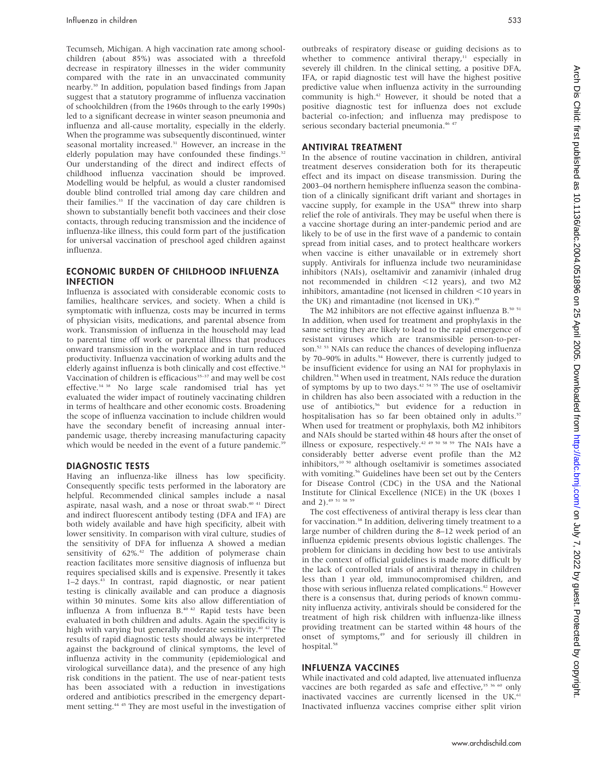Tecumseh, Michigan. A high vaccination rate among schoolchildren (about 85%) was associated with a threefold decrease in respiratory illnesses in the wider community compared with the rate in an unvaccinated community nearby.[30] In addition, population based findings from Japan suggest that a statutory programme of influenza vaccination of schoolchildren (from the 1960s through to the early 1990s) led to a significant decrease in winter season pneumonia and influenza and all-cause mortality, especially in the elderly. When the programme was subsequently discontinued, winter seasonal mortality increased.[31] However, an increase in the elderly population may have confounded these findings.[32] Our understanding of the direct and indirect effects of childhood influenza vaccination should be improved. Modelling would be helpful, as would a cluster randomised double blind controlled trial among day care children and their families.[33] If the vaccination of day care children is shown to substantially benefit both vaccinees and their close contacts, through reducing transmission and the incidence of influenza-like illness, this could form part of the justification for universal vaccination of preschool aged children against influenza.

## ECONOMIC BURDEN OF CHILDHOOD INFLUENZA INFECTION

Influenza is associated with considerable economic costs to families, healthcare services, and society. When a child is symptomatic with influenza, costs may be incurred in terms of physician visits, medications, and parental absence from work. Transmission of influenza in the household may lead to parental time off work or parental illness that produces onward transmission in the workplace and in turn reduced productivity. Influenza vaccination of working adults and the elderly against influenza is both clinically and cost effective.[34] Vaccination of children is efficacious[35–37] and may well be cost effective.[34 38] No large scale randomised trial has yet evaluated the wider impact of routinely vaccinating children in terms of healthcare and other economic costs. Broadening the scope of influenza vaccination to include children would have the secondary benefit of increasing annual inter-pandemic usage, thereby increasing manufacturing capacity which would be needed in the event of a future pandemic.[39]

## DIAGNOSTIC TESTS

Having an influenza-like illness has low specificity. Consequently specific tests performed in the laboratory are helpful. Recommended clinical samples include a nasal aspirate, nasal wash, and a nose or throat swab.[40 41] Direct and indirect fluorescent antibody testing (DFA and IFA) are both widely available and have high specificity, albeit with lower sensitivity. In comparison with viral culture, studies of the sensitivity of DFA for influenza A showed a median sensitivity of 62%.[42] The addition of polymerase chain reaction facilitates more sensitive diagnosis of influenza but requires specialised skills and is expensive. Presently it takes 1–2 days.[43] In contrast, rapid diagnostic, or near patient testing is clinically available and can produce a diagnosis within 30 minutes. Some kits also allow differentiation of influenza A from influenza B.[40 42] Rapid tests have been evaluated in both children and adults. Again the specificity is high with varying but generally moderate sensitivity.[40 42] The results of rapid diagnostic tests should always be interpreted against the background of clinical symptoms, the level of influenza activity in the community (epidemiological and virological surveillance data), and the presence of any high risk conditions in the patient. The use of near-patient tests has been associated with a reduction in investigations ordered and antibiotics prescribed in the emergency department setting.[44 45] They are most useful in the investigation of outbreaks of respiratory disease or guiding decisions as to whether to commence antiviral therapy,[11] especially in severely ill children. In the clinical setting, a positive DFA, IFA, or rapid diagnostic test will have the highest positive predictive value when influenza activity in the surrounding community is high.[42] However, it should be noted that a positive diagnostic test for influenza does not exclude bacterial co-infection; and influenza may predispose to serious secondary bacterial pneumonia.[46 47]

## ANTIVIRAL TREATMENT

In the absence of routine vaccination in children, antiviral treatment deserves consideration both for its therapeutic effect and its impact on disease transmission. During the 2003–04 northern hemisphere influenza season the combination of a clinically significant drift variant and shortages in vaccine supply, for example in the USA[48] threw into sharp relief the role of antivirals. They may be useful when there is a vaccine shortage during an inter-pandemic period and are likely to be of use in the first wave of a pandemic to contain spread from initial cases, and to protect healthcare workers when vaccine is either unavailable or in extremely short supply. Antivirals for influenza include two neuraminidase inhibitors (NAIs), oseltamivir and zanamivir (inhaled drug not recommended in children <12 years), and two M2 inhibitors, amantadine (not licensed in children <10 years in the UK) and rimantadine (not licensed in UK).[49]

The M2 inhibitors are not effective against influenza B.[50 51] In addition, when used for treatment and prophylaxis in the same setting they are likely to lead to the rapid emergence of resistant viruses which are transmissible person-to-person.[52 53] NAIs can reduce the chances of developing influenza by 70–90% in adults.[54] However, there is currently judged to be insufficient evidence for using an NAI for prophylaxis in children.[54] When used in treatment, NAIs reduce the duration of symptoms by up to two days.[42 54 55] The use of oseltamivir in children has also been associated with a reduction in the use of antibiotics,[56] but evidence for a reduction in hospitalisation has so far been obtained only in adults.[57] When used for treatment or prophylaxis, both M2 inhibitors and NAIs should be started within 48 hours after the onset of illness or exposure, respectively.[42 49 50 58 59] The NAIs have a considerably better adverse event profile than the M2 inhibitors,[10 50] although oseltamivir is sometimes associated with vomiting.[56] Guidelines have been set out by the Centers for Disease Control (CDC) in the USA and the National Institute for Clinical Excellence (NICE) in the UK (boxes 1 and 2).[49 51 58 59]

The cost effectiveness of antiviral therapy is less clear than for vaccination.[38] In addition, delivering timely treatment to a large number of children during the 8–12 week period of an influenza epidemic presents obvious logistic challenges. The problem for clinicians in deciding how best to use antivirals in the context of official guidelines is made more difficult by the lack of controlled trials of antiviral therapy in children less than 1 year old, immunocompromised children, and those with serious influenza related complications.[42] However there is a consensus that, during periods of known community influenza activity, antivirals should be considered for the treatment of high risk children with influenza-like illness providing treatment can be started within 48 hours of the onset of symptoms,[49] and for seriously ill children in hospital.[58]

## INFLUENZA VACCINES

While inactivated and cold adapted, live attenuated influenza vaccines are both regarded as safe and effective,[35 36 60] only inactivated vaccines are currently licensed in the UK.[61] Inactivated influenza vaccines comprise either split virion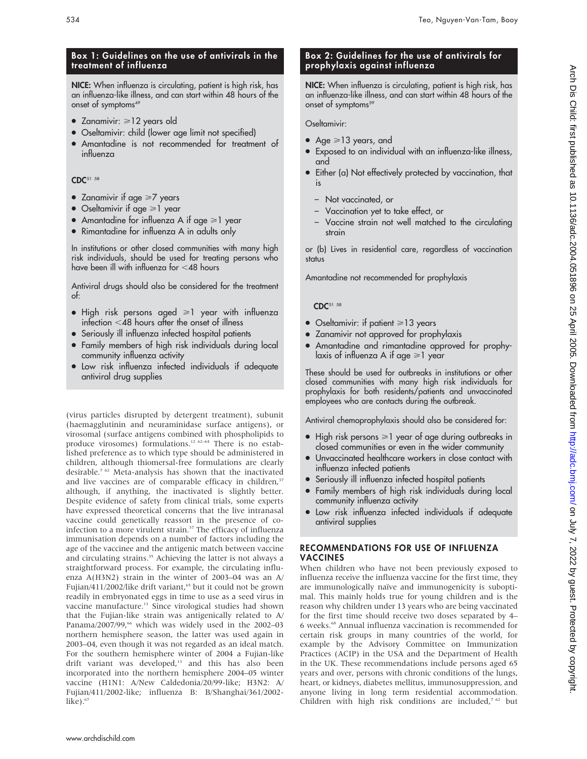### Box 1: Guidelines on the use of antivirals in the treatment of influenza

**NICE:** When influenza is circulating, patient is high risk, has an influenza-like illness, and can start within 48 hours of the onset of symptoms[49]

- Zanamivir: ≥12 years old
- Oseltamivir: child (lower age limit not specified)
- Amantadine is not recommended for treatment of influenza

**CDC**[51 58]

- Zanamivir if age ≥7 years
- Oseltamivir if age ≥1 year
- Amantadine for influenza A if age ≥1 year
- Rimantadine for influenza A in adults only

In institutions or other closed communities with many high risk individuals, should be used for treating persons who have been ill with influenza for <48 hours

Antiviral drugs should also be considered for the treatment of:

- High risk persons aged ≥1 year with influenza infection <48 hours after the onset of illness
- Seriously ill influenza infected hospital patients
- Family members of high risk individuals during local community influenza activity
- Low risk influenza infected individuals if adequate antiviral drug supplies

(virus particles disrupted by detergent treatment), subunit (haemagglutinin and neuraminidase surface antigens), or virosomal (surface antigens combined with phospholipids to produce virosomes) formulations.[12 62–64] There is no established preference as to which type should be administered in children, although thiomersal-free formulations are clearly desirable.[7 62] Meta-analysis has shown that the inactivated and live vaccines are of comparable efficacy in children,[37] although, if anything, the inactivated is slightly better. Despite evidence of safety from clinical trials, some experts have expressed theoretical concerns that the live intranasal vaccine could genetically reassort in the presence of co-infection to a more virulent strain.[37] The efficacy of influenza immunisation depends on a number of factors including the age of the vaccinee and the antigenic match between vaccine and circulating strains.[35] Achieving the latter is not always a straightforward process. For example, the circulating influenza A(H3N2) strain in the winter of 2003–04 was an A/Fujian/411/2002/like drift variant,[65] but it could not be grown readily in embryonated eggs in time to use as a seed virus in vaccine manufacture.[13] Since virological studies had shown that the Fujian-like strain was antigenically related to A/Panama/2007/99,[66] which was widely used in the 2002–03 northern hemisphere season, the latter was used again in 2003–04, even though it was not regarded as an ideal match. For the southern hemisphere winter of 2004 a Fujian-like drift variant was developed,[13] and this has also been incorporated into the northern hemisphere 2004–05 winter vaccine (H1N1: A/New Caldedonia/20/99-like; H3N2: A/Fujian/411/2002-like; influenza B: B/Shanghai/361/2002-like).[67]

### Box 2: Guidelines for the use of antivirals for prophylaxis against influenza

**NICE:** When influenza is circulating, patient is high risk, has an influenza-like illness, and can start within 48 hours of the onset of symptoms[59]

Oseltamivir:

- Age ≥13 years, and
- Exposed to an individual with an influenza-like illness, and
- Either (a) Not effectively protected by vaccination, that is
  - Not vaccinated, or
  - Vaccination yet to take effect, or
  - Vaccine strain not well matched to the circulating strain

or (b) Lives in residential care, regardless of vaccination status

Amantadine not recommended for prophylaxis

**CDC**[51 58]

- Oseltamivir: if patient ≥13 years
- Zanamivir not approved for prophylaxis
- Amantadine and rimantadine approved for prophylaxis of influenza A if age ≥1 year

These should be used for outbreaks in institutions or other closed communities with many high risk individuals for prophylaxis for both residents/patients and unvaccinated employees who are contacts during the outbreak.

Antiviral chemoprophylaxis should also be considered for:

- High risk persons ≥1 year of age during outbreaks in closed communities or even in the wider community
- Unvaccinated healthcare workers in close contact with influenza infected patients
- Seriously ill influenza infected hospital patients
- Family members of high risk individuals during local community influenza activity
- Low risk influenza infected individuals if adequate antiviral supplies

## RECOMMENDATIONS FOR USE OF INFLUENZA VACCINES

When children who have not been previously exposed to influenza receive the influenza vaccine for the first time, they are immunologically naïve and immunogenicity is suboptimal. This mainly holds true for young children and is the reason why children under 13 years who are being vaccinated for the first time should receive two doses separated by 4–6 weeks.[68] Annual influenza vaccination is recommended for certain risk groups in many countries of the world, for example by the Advisory Committee on Immunization Practices (ACIP) in the USA and the Department of Health in the UK. These recommendations include persons aged 65 years and over, persons with chronic conditions of the lungs, heart, or kidneys, diabetes mellitus, immunosuppression, and anyone living in long term residential accommodation. Children with high risk conditions are included,[7 62] but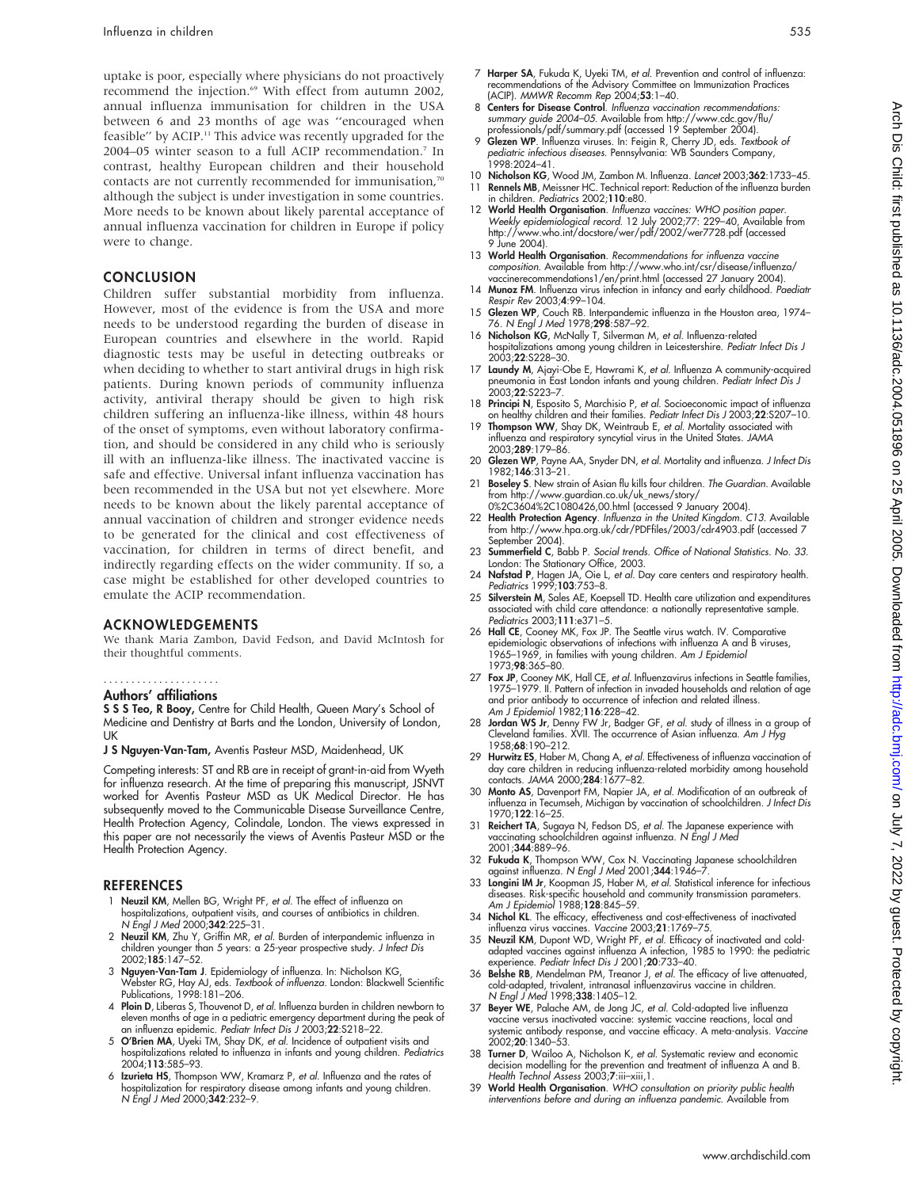uptake is poor, especially where physicians do not proactively recommend the injection.[69] With effect from autumn 2002, annual influenza immunisation for children in the USA between 6 and 23 months of age was ''encouraged when feasible'' by ACIP.[11] This advice was recently upgraded for the 2004–05 winter season to a full ACIP recommendation.[7] In contrast, healthy European children and their household contacts are not currently recommended for immunisation,[70] although the subject is under investigation in some countries. More needs to be known about likely parental acceptance of annual influenza vaccination for children in Europe if policy were to change.

## CONCLUSION

Children suffer substantial morbidity from influenza. However, most of the evidence is from the USA and more needs to be understood regarding the burden of disease in European countries and elsewhere in the world. Rapid diagnostic tests may be useful in detecting outbreaks or when deciding to whether to start antiviral drugs in high risk patients. During known periods of community influenza activity, antiviral therapy should be given to high risk children suffering an influenza-like illness, within 48 hours of the onset of symptoms, even without laboratory confirmation, and should be considered in any child who is seriously ill with an influenza-like illness. The inactivated vaccine is safe and effective. Universal infant influenza vaccination has been recommended in the USA but not yet elsewhere. More needs to be known about the likely parental acceptance of annual vaccination of children and stronger evidence needs to be generated for the clinical and cost effectiveness of vaccination, for children in terms of direct benefit, and indirectly regarding effects on the wider community. If so, a case might be established for other developed countries to emulate the ACIP recommendation.

## ACKNOWLEDGEMENTS

We thank Maria Zambon, David Fedson, and David McIntosh for their thoughtful comments.

### Authors' affiliations

**S S S Teo, R Booy,** Centre for Child Health, Queen Mary's School of Medicine and Dentistry at Barts and the London, University of London, UK

**J S Nguyen-Van-Tam,** Aventis Pasteur MSD, Maidenhead, UK

Competing interests: ST and RB are in receipt of grant-in-aid from Wyeth for influenza research. At the time of preparing this manuscript, JSNVT worked for Aventis Pasteur MSD as UK Medical Director. He has subsequently moved to the Communicable Disease Surveillance Centre, Health Protection Agency, Colindale, London. The views expressed in this paper are not necessarily the views of Aventis Pasteur MSD or the Health Protection Agency.

## REFERENCES

1. **Neuzil KM**, Mellen BG, Wright PF, *et al*. The effect of influenza on hospitalizations, outpatient visits, and courses of antibiotics in children. *N Engl J Med* 2000;**342**:225–31.
2. **Neuzil KM**, Zhu Y, Griffin MR, *et al*. Burden of interpandemic influenza in children younger than 5 years: a 25-year prospective study. *J Infect Dis* 2002;**185**:147–52.
3. **Nguyen-Van-Tam J**. Epidemiology of influenza. In: Nicholson KG, Webster RG, Hay AJ, eds. *Textbook of influenza*. London: Blackwell Scientific Publications, 1998:181–206.
4. **Ploin D**, Liberas S, Thouvenot D, *et al*. Influenza burden in children newborn to eleven months of age in a pediatric emergency department during the peak of an influenza epidemic. *Pediatr Infect Dis J* 2003;**22**:S218–22.
5. **O'Brien MA**, Uyeki TM, Shay DK, *et al*. Incidence of outpatient visits and hospitalizations related to influenza in infants and young children. *Pediatrics* 2004;**113**:585–93.
6. **Izurieta HS**, Thompson WW, Kramarz P, *et al*. Influenza and the rates of hospitalization for respiratory disease among infants and young children. *N Engl J Med* 2000;**342**:232–9.
7. **Harper SA**, Fukuda K, Uyeki TM, *et al*. Prevention and control of influenza: recommendations of the Advisory Committee on Immunization Practices (ACIP). *MMWR Recomm Rep* 2004;**53**:1–40.
8. **Centers for Disease Control**. *Influenza vaccination recommendations: summary guide 2004–05.* Available from http://www.cdc.gov/flu/professionals/pdf/summary.pdf (accessed 19 September 2004).
9. **Glezen WP**. Influenza viruses. In: Feigin R, Cherry JD, eds. *Textbook of pediatric infectious diseases.* Pennsylvania: WB Saunders Company, 1998:2024–41.
10. **Nicholson KG**, Wood JM, Zambon M. Influenza. *Lancet* 2003;**362**:1733–45.
11. **Rennels MB**, Meissner HC. Technical report: Reduction of the influenza burden in children. *Pediatrics* 2002;**110**:e80.
12. **World Health Organisation**. *Influenza vaccines: WHO position paper. Weekly epidemiological record.* 12 July 2002;77: 229–40, Available from http://www.who.int/docstore/wer/pdf/2002/wer7728.pdf (accessed 9 June 2004).
13. **World Health Organisation**. *Recommendations for influenza vaccine composition.* Available from http://www.who.int/csr/disease/influenza/vaccinerecommendations1/en/print.html (accessed 27 January 2004).
14. **Munoz FM**. Influenza virus infection in infancy and early childhood. *Paediatr Respir Rev* 2003;**4**:99–104.
15. **Glezen WP**, Couch RB. Interpandemic influenza in the Houston area, 1974–76. *N Engl J Med* 1978;**298**:587–92.
16. **Nicholson KG**, McNally T, Silverman M, *et al*. Influenza-related hospitalizations among young children in Leicestershire. *Pediatr Infect Dis J* 2003;**22**:S228–30.
17. **Laundy M**, Ajayi-Obe E, Hawrami K, *et al*. Influenza A community-acquired pneumonia in East London infants and young children. *Pediatr Infect Dis J* 2003;**22**:S223–7.
18. **Principi N**, Esposito S, Marchisio P, *et al*. Socioeconomic impact of influenza on healthy children and their families. *Pediatr Infect Dis J* 2003;**22**:S207–10.
19. **Thompson WW**, Shay DK, Weintraub E, *et al*. Mortality associated with influenza and respiratory syncytial virus in the United States. *JAMA* 2003;**289**:179–86.
20. **Glezen WP**, Payne AA, Snyder DN, *et al*. Mortality and influenza. *J Infect Dis* 1982;**146**:313–21.
21. **Boseley S**. New strain of Asian flu kills four children. *The Guardian*. Available from http://www.guardian.co.uk/uk_news/story/0%2C3604%2C1080426,00.html (accessed 9 January 2004).
22. **Health Protection Agency**. *Influenza in the United Kingdom. C13.* Available from http://www.hpa.org.uk/cdr/PDFfiles/2003/cdr4903.pdf (accessed 7 September 2004).
23. **Summerfield C**, Babb P. *Social trends. Office of National Statistics. No. 33.* London: The Stationary Office, 2003.
24. **Nafstad P**, Hagen JA, Oie L, *et al*. Day care centers and respiratory health. *Pediatrics* 1999;**103**:753–8.
25. **Silverstein M**, Sales AE, Koepsell TD. Health care utilization and expenditures associated with child care attendance: a nationally representative sample. *Pediatrics* 2003;**111**:e371–5.
26. **Hall CE**, Cooney MK, Fox JP. The Seattle virus watch. IV. Comparative epidemiologic observations of infections with influenza A and B viruses, 1965–1969, in families with young children. *Am J Epidemiol* 1973;**98**:365–80.
27. **Fox JP**, Cooney MK, Hall CE, *et al*. Influenzavirus infections in Seattle families, 1975–1979. II. Pattern of infection in invaded households and relation of age and prior antibody to occurrence of infection and related illness. *Am J Epidemiol* 1982;**116**:228–42.
28. **Jordan WS Jr**, Denny FW Jr, Badger GF, *et al*. study of illness in a group of Cleveland families. XVII. The occurrence of Asian influenza. *Am J Hyg* 1958;**68**:190–212.
29. **Hurwitz ES**, Haber M, Chang A, *et al*. Effectiveness of influenza vaccination of day care children in reducing influenza-related morbidity among household contacts. *JAMA* 2000;**284**:1677–82.
30. **Monto AS**, Davenport FM, Napier JA, *et al*. Modification of an outbreak of influenza in Tecumseh, Michigan by vaccination of schoolchildren. *J Infect Dis* 1970;**122**:16–25.
31. **Reichert TA**, Sugaya N, Fedson DS, *et al*. The Japanese experience with vaccinating schoolchildren against influenza. *N Engl J Med* 2001;**344**:889–96.
32. **Fukuda K**, Thompson WW, Cox N. Vaccinating Japanese schoolchildren against influenza. *N Engl J Med* 2001;**344**:1946–7.
33. **Longini IM Jr**, Koopman JS, Haber M, *et al*. Statistical inference for infectious diseases. Risk-specific household and community transmission parameters. *Am J Epidemiol* 1988;**128**:845–59.
34. **Nichol KL**. The efficacy, effectiveness and cost-effectiveness of inactivated influenza virus vaccines. *Vaccine* 2003;**21**:1769–75.
35. **Neuzil KM**, Dupont WD, Wright PF, *et al*. Efficacy of inactivated and cold-adapted vaccines against influenza A infection, 1985 to 1990: the pediatric experience. *Pediatr Infect Dis J* 2001;**20**:733–40.
36. **Belshe RB**, Mendelman PM, Treanor J, *et al*. The efficacy of live attenuated, cold-adapted, trivalent, intranasal influenzavirus vaccine in children. *N Engl J Med* 1998;**338**:1405–12.
37. **Beyer WE**, Palache AM, de Jong JC, *et al*. Cold-adapted live influenza vaccine versus inactivated vaccine: systemic vaccine reactions, local and systemic antibody response, and vaccine efficacy. A meta-analysis. *Vaccine* 2002;**20**:1340–53.
38. **Turner D**, Wailoo A, Nicholson K, *et al*. Systematic review and economic decision modelling for the prevention and treatment of influenza A and B. *Health Technol Assess* 2003;**7**:iii–xiii,1.
39. **World Health Organisation**. *WHO consultation on priority public health interventions before and during an influenza pandemic.* Available from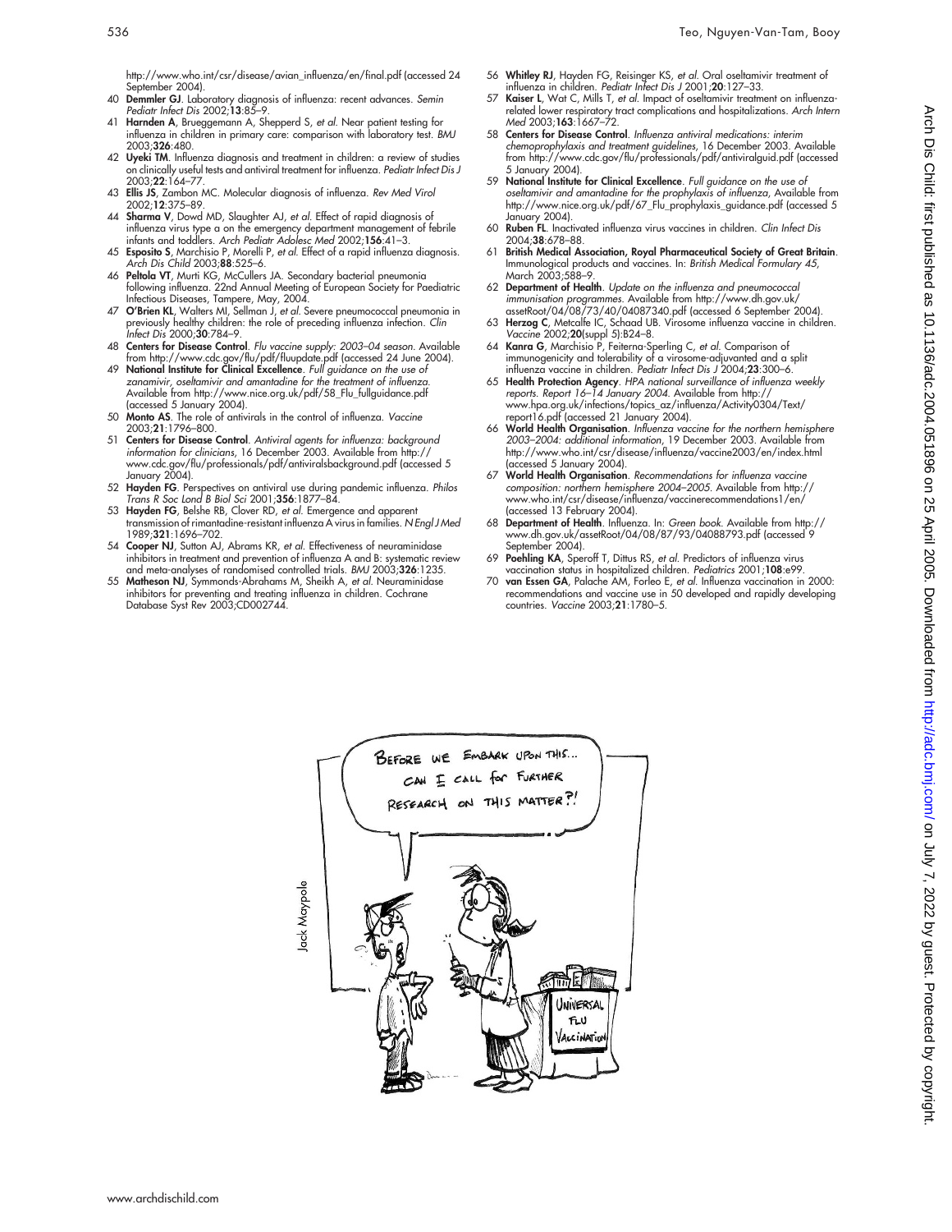http://www.who.int/csr/disease/avian_influenza/en/final.pdf (accessed 24 September 2004).

40 **Demmler GJ**. Laboratory diagnosis of influenza: recent advances. *Semin Pediatr Infect Dis* 2002;**13**:85–9.

41 **Harnden A**, Brueggemann A, Shepperd S, *et al*. Near patient testing for influenza in children in primary care: comparison with laboratory test. *BMJ* 2003;**326**:480.

42 **Uyeki TM**. Influenza diagnosis and treatment in children: a review of studies on clinically useful tests and antiviral treatment for influenza. *Pediatr Infect Dis J* 2003;**22**:164–77.

43 **Ellis JS**, Zambon MC. Molecular diagnosis of influenza. *Rev Med Virol* 2002;**12**:375–89.

44 **Sharma V**, Dowd MD, Slaughter AJ, *et al*. Effect of rapid diagnosis of influenza virus type a on the emergency department management of febrile infants and toddlers. *Arch Pediatr Adolesc Med* 2002;**156**:41–3.

45 **Esposito S**, Marchisio P, Morelli P, *et al*. Effect of a rapid influenza diagnosis. *Arch Dis Child* 2003;**88**:525–6.

46 **Peltola VT**, Murti KG, McCullers JA. Secondary bacterial pneumonia following influenza. 22nd Annual Meeting of European Society for Paediatric Infectious Diseases, Tampere, May, 2004.

47 **O'Brien KL**, Walters MI, Sellman J, *et al*. Severe pneumococcal pneumonia in previously healthy children: the role of preceding influenza infection. *Clin Infect Dis* 2000;**30**:784–9.

48 **Centers for Disease Control**. *Flu vaccine supply: 2003–04 season*. Available from http://www.cdc.gov/flu/pdf/fluupdate.pdf (accessed 24 June 2004).

49 **National Institute for Clinical Excellence**. *Full guidance on the use of zanamivir, oseltamivir and amantadine for the treatment of influenza*. Available from http://www.nice.org.uk/pdf/58_Flu_fullguidance.pdf (accessed 5 January 2004).

50 **Monto AS**. The role of antivirals in the control of influenza. *Vaccine* 2003;**21**:1796–800.

51 **Centers for Disease Control**. *Antiviral agents for influenza: background information for clinicians*, 16 December 2003. Available from http://www.cdc.gov/flu/professionals/pdf/antiviralsbackground.pdf (accessed 5 January 2004).

52 **Hayden FG**. Perspectives on antiviral use during pandemic influenza. *Philos Trans R Soc Lond B Biol Sci* 2001;**356**:1877–84.

53 **Hayden FG**, Belshe RB, Clover RD, *et al*. Emergence and apparent transmission of rimantadine-resistant influenza A virus in families. *N Engl J Med* 1989;**321**:1696–702.

54 **Cooper NJ**, Sutton AJ, Abrams KR, *et al*. Effectiveness of neuraminidase inhibitors in treatment and prevention of influenza A and B: systematic review and meta-analyses of randomised controlled trials. *BMJ* 2003;**326**:1235.

55 **Matheson NJ**, Symmonds-Abrahams M, Sheikh A, *et al*. Neuraminidase inhibitors for preventing and treating influenza in children. Cochrane Database Syst Rev 2003;CD002744.

56 **Whitley RJ**, Hayden FG, Reisinger KS, *et al*. Oral oseltamivir treatment of influenza in children. *Pediatr Infect Dis J* 2001;**20**:127–33.

57 **Kaiser L**, Wat C, Mills T, *et al*. Impact of oseltamivir treatment on influenza-related lower respiratory tract complications and hospitalizations. *Arch Intern Med* 2003;**163**:1667–72.

58 **Centers for Disease Control**. *Influenza antiviral medications: interim chemoprophylaxis and treatment guidelines*, 16 December 2003. Available from http://www.cdc.gov/flu/professionals/pdf/antiviralguid.pdf (accessed 5 January 2004).

59 **National Institute for Clinical Excellence**. *Full guidance on the use of oseltamivir and amantadine for the prophylaxis of influenza*, Available from http://www.nice.org.uk/pdf/67_Flu_prophylaxis_guidance.pdf (accessed 5 January 2004).

60 **Ruben FL**. Inactivated influenza virus vaccines in children. *Clin Infect Dis* 2004;**38**:678–88.

61 **British Medical Association, Royal Pharmaceutical Society of Great Britain**. Immunological products and vaccines. In: *British Medical Formulary 45*, March 2003;588–9.

62 **Department of Health**. *Update on the influenza and pneumococcal immunisation programmes*. Available from http://www.dh.gov.uk/assetRoot/04/08/73/40/04087340.pdf (accessed 6 September 2004).

63 **Herzog C**, Metcalfe IC, Schaad UB. Virosome influenza vaccine in children. *Vaccine* 2002;**20**(suppl 5):B24–8.

64 **Kanra G**, Marchisio P, Feiterna-Sperling C, *et al*. Comparison of immunogenicity and tolerability of a virosome-adjuvanted and a split influenza vaccine in children. *Pediatr Infect Dis J* 2004;**23**:300–6.

65 **Health Protection Agency**. *HPA national surveillance of influenza weekly reports. Report 16–14 January 2004*. Available from http://www.hpa.org.uk/infections/topics_az/influenza/Activity0304/Text/report16.pdf (accessed 21 January 2004).

66 **World Health Organisation**. *Influenza vaccine for the northern hemisphere 2003–2004: additional information*, 19 December 2003. Available from http://www.who.int/csr/disease/influenza/vaccine2003/en/index.html (accessed 5 January 2004).

67 **World Health Organisation**. *Recommendations for influenza vaccine composition: northern hemisphere 2004–2005*. Available from http://www.who.int/csr/disease/influenza/vaccinerecommendations1/en/ (accessed 13 February 2004).

68 **Department of Health**. Influenza. In: *Green book*. Available from http://www.dh.gov.uk/assetRoot/04/08/87/93/04088793.pdf (accessed 9 September 2004).

69 **Poehling KA**, Speroff T, Dittus RS, *et al*. Predictors of influenza virus vaccination status in hospitalized children. *Pediatrics* 2001;**108**:e99.

70 **van Essen GA**, Palache AM, Forleo E, *et al*. Influenza vaccination in 2000: recommendations and vaccine use in 50 developed and rapidly developing countries. *Vaccine* 2003;**21**:1780–5.